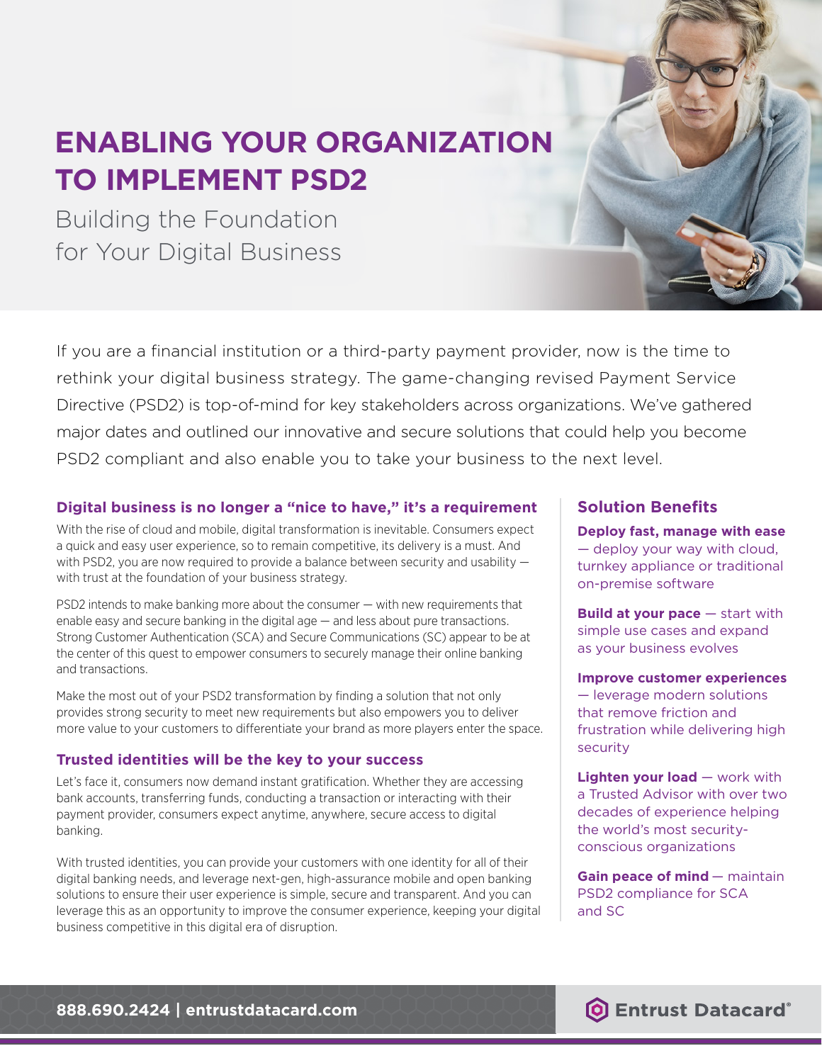# ENABLING YOUR ORGANIZATION TO IMPLEMENT PSD2

Building the Foundation for Your Digital Business

If you are a financial institution or a third-party payment provider, now is the time to rethink your digital business strategy. The game-changing revised Payment Service Directive (PSD2) is top-of-mind for key stakeholders across organizations. We've gathered major dates and outlined our innovative and secure solutions that could help you become PSD2 compliant and also enable you to take your business to the next level.

### Digital business is no longer a "nice to have," it's a requirement

With the rise of cloud and mobile, digital transformation is inevitable. Consumers expect a quick and easy user experience, so to remain competitive, its delivery is a must. And with PSD2, you are now required to provide a balance between security and usability — with trust at the foundation of your business strategy.

PSD2 intends to make banking more about the consumer — with new requirements that enable easy and secure banking in the digital age — and less about pure transactions. Strong Customer Authentication (SCA) and Secure Communications (SC) appear to be at the center of this quest to empower consumers to securely manage their online banking and transactions.

Make the most out of your PSD2 transformation by finding a solution that not only provides strong security to meet new requirements but also empowers you to deliver more value to your customers to differentiate your brand as more players enter the space.

### Trusted identities will be the key to your success

Let's face it, consumers now demand instant gratification. Whether they are accessing bank accounts, transferring funds, conducting a transaction or interacting with their payment provider, consumers expect anytime, anywhere, secure access to digital banking.

With trusted identities, you can provide your customers with one identity for all of their digital banking needs, and leverage next-gen, high-assurance mobile and open banking solutions to ensure their user experience is simple, secure and transparent. And you can leverage this as an opportunity to improve the consumer experience, keeping your digital business competitive in this digital era of disruption.

### Solution Benefits

**Deploy fast, manage with ease** — deploy your way with cloud, turnkey appliance or traditional on-premise software

**Build at your pace** — start with simple use cases and expand as your business evolves

**Improve customer experiences** — leverage modern solutions that remove friction and frustration while delivering high security

**Lighten your load** — work with a Trusted Advisor with over two decades of experience helping the world's most security-conscious organizations

**Gain peace of mind** — maintain PSD2 compliance for SCA and SC

**888.690.2424 | entrustdatacard.com**

Entrust Datacard®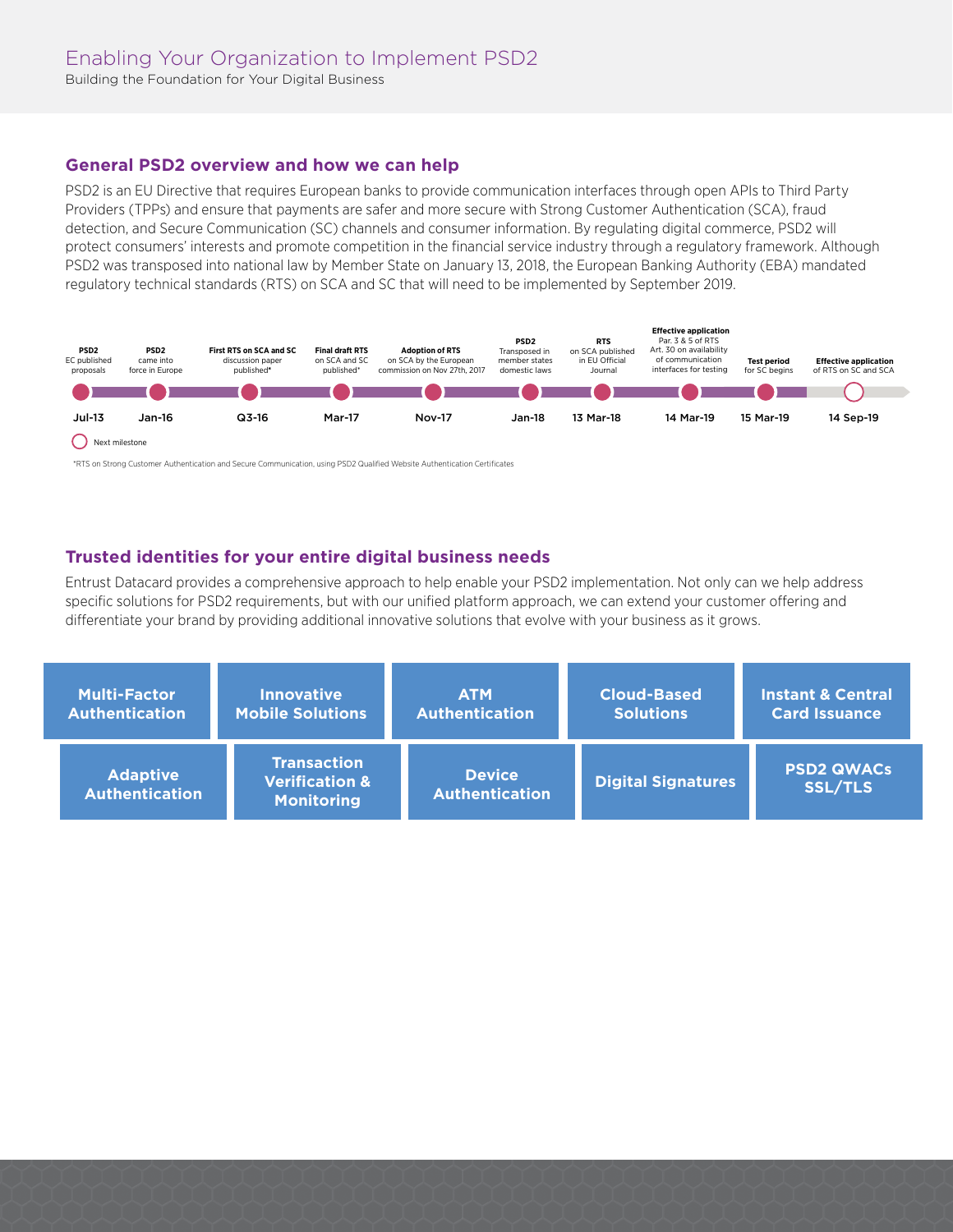# Enabling Your Organization to Implement PSD2

Building the Foundation for Your Digital Business

## General PSD2 overview and how we can help

PSD2 is an EU Directive that requires European banks to provide communication interfaces through open APIs to Third Party Providers (TPPs) and ensure that payments are safer and more secure with Strong Customer Authentication (SCA), fraud detection, and Secure Communication (SC) channels and consumer information. By regulating digital commerce, PSD2 will protect consumers' interests and promote competition in the financial service industry through a regulatory framework. Although PSD2 was transposed into national law by Member State on January 13, 2018, the European Banking Authority (EBA) mandated regulatory technical standards (RTS) on SCA and SC that will need to be implemented by September 2019.

**PSD2** EC published proposals
Jul-13

**PSD2** came into force in Europe
Jan-16

**First RTS on SCA and SC** discussion paper published*
Q3-16

**Final draft RTS** on SCA and SC published*
Mar-17

**Adoption of RTS** on SCA by the European commission on Nov 27th, 2017
Nov-17

**PSD2** Transposed in member states domestic laws
Jan-18

**RTS** on SCA published in EU Official Journal
13 Mar-18

**Effective application** Par. 3 & 5 of RTS Art. 30 on availability of communication interfaces for testing
14 Mar-19

**Test period** for SC begins
15 Mar-19

**Effective application** of RTS on SC and SCA
14 Sep-19

Next milestone

*RTS on Strong Customer Authentication and Secure Communication, using PSD2 Qualified Website Authentication Certificates

## Trusted identities for your entire digital business needs

Entrust Datacard provides a comprehensive approach to help enable your PSD2 implementation. Not only can we help address specific solutions for PSD2 requirements, but with our unified platform approach, we can extend your customer offering and differentiate your brand by providing additional innovative solutions that evolve with your business as it grows.

- **Multi-Factor Authentication**
- **Innovative Mobile Solutions**
- **ATM Authentication**
- **Cloud-Based Solutions**
- **Instant & Central Card Issuance**
- **Adaptive Authentication**
- **Transaction Verification & Monitoring**
- **Device Authentication**
- **Digital Signatures**
- **PSD2 QWACs SSL/TLS**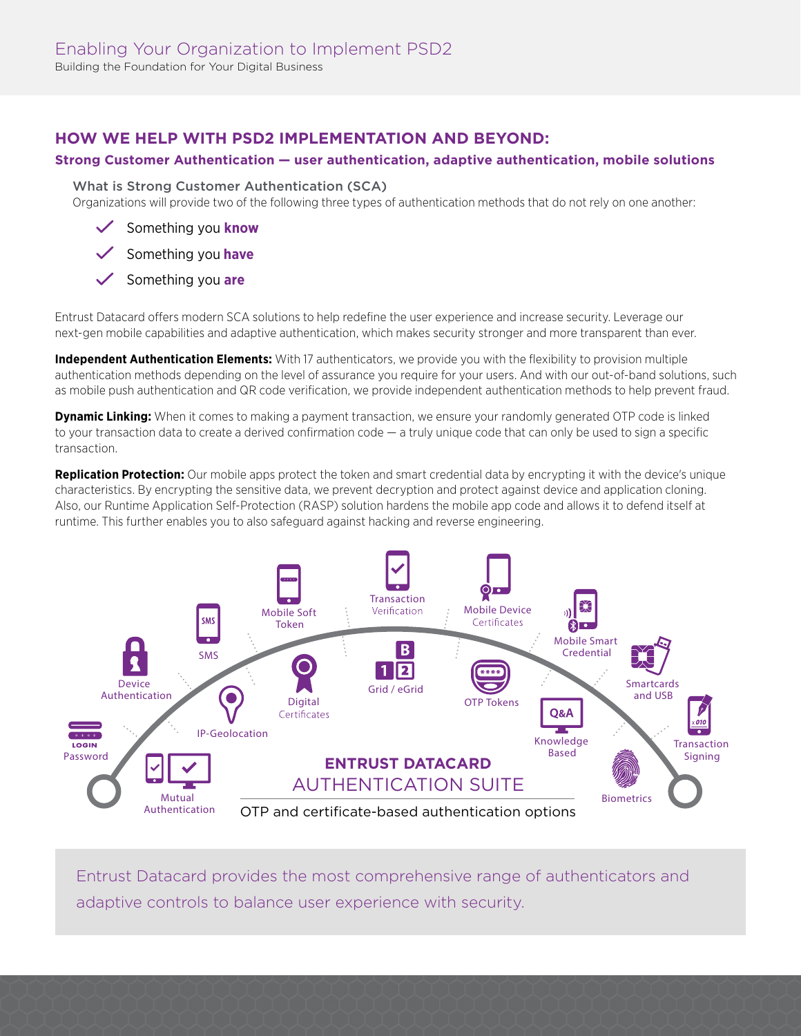## HOW WE HELP WITH PSD2 IMPLEMENTATION AND BEYOND:

### Strong Customer Authentication — user authentication, adaptive authentication, mobile solutions

**What is Strong Customer Authentication (SCA)**

Organizations will provide two of the following three types of authentication methods that do not rely on one another:

- Something you **know**
- Something you **have**
- Something you **are**

Entrust Datacard offers modern SCA solutions to help redefine the user experience and increase security. Leverage our next-gen mobile capabilities and adaptive authentication, which makes security stronger and more transparent than ever.

**Independent Authentication Elements:** With 17 authenticators, we provide you with the flexibility to provision multiple authentication methods depending on the level of assurance you require for your users. And with our out-of-band solutions, such as mobile push authentication and QR code verification, we provide independent authentication methods to help prevent fraud.

**Dynamic Linking:** When it comes to making a payment transaction, we ensure your randomly generated OTP code is linked to your transaction data to create a derived confirmation code — a truly unique code that can only be used to sign a specific transaction.

**Replication Protection:** Our mobile apps protect the token and smart credential data by encrypting it with the device's unique characteristics. By encrypting the sensitive data, we prevent decryption and protect against device and application cloning. Also, our Runtime Application Self-Protection (RASP) solution hardens the mobile app code and allows it to defend itself at runtime. This further enables you to also safeguard against hacking and reverse engineering.

LOGIN Password
Mutual Authentication
Device Authentication
IP-Geolocation
SMS
Digital Certificates
Mobile Soft Token
Transaction Verification
Grid / eGrid
Mobile Device Certificates
OTP Tokens
Mobile Smart Credential
Knowledge Based
Smartcards and USB
Biometrics
Transaction Signing

**ENTRUST DATACARD**
AUTHENTICATION SUITE
OTP and certificate-based authentication options

Entrust Datacard provides the most comprehensive range of authenticators and adaptive controls to balance user experience with security.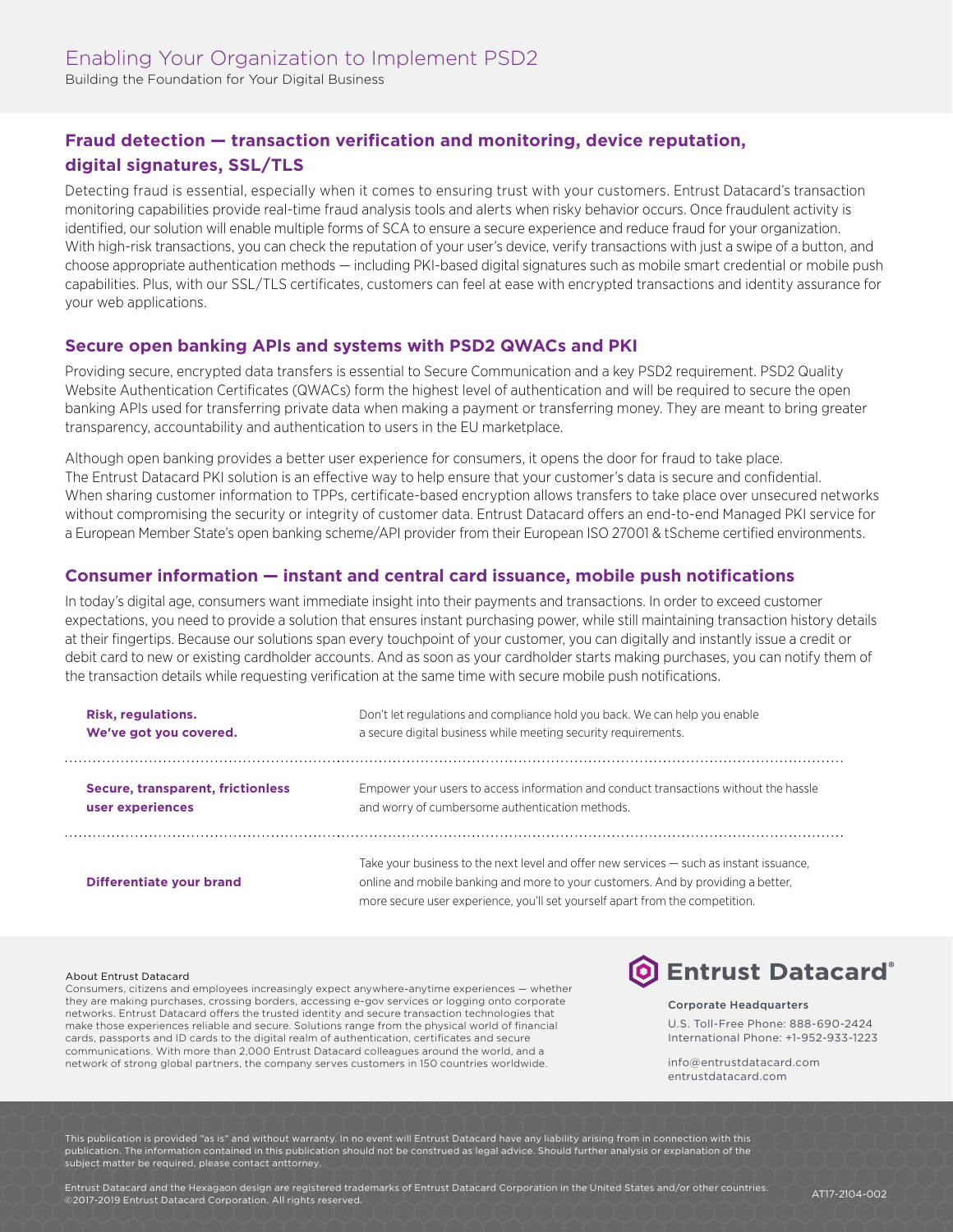## Fraud detection — transaction verification and monitoring, device reputation, digital signatures, SSL/TLS

Detecting fraud is essential, especially when it comes to ensuring trust with your customers. Entrust Datacard's transaction monitoring capabilities provide real-time fraud analysis tools and alerts when risky behavior occurs. Once fraudulent activity is identified, our solution will enable multiple forms of SCA to ensure a secure experience and reduce fraud for your organization. With high-risk transactions, you can check the reputation of your user's device, verify transactions with just a swipe of a button, and choose appropriate authentication methods — including PKI-based digital signatures such as mobile smart credential or mobile push capabilities. Plus, with our SSL/TLS certificates, customers can feel at ease with encrypted transactions and identity assurance for your web applications.

## Secure open banking APIs and systems with PSD2 QWACs and PKI

Providing secure, encrypted data transfers is essential to Secure Communication and a key PSD2 requirement. PSD2 Quality Website Authentication Certificates (QWACs) form the highest level of authentication and will be required to secure the open banking APIs used for transferring private data when making a payment or transferring money. They are meant to bring greater transparency, accountability and authentication to users in the EU marketplace.

Although open banking provides a better user experience for consumers, it opens the door for fraud to take place. The Entrust Datacard PKI solution is an effective way to help ensure that your customer's data is secure and confidential. When sharing customer information to TPPs, certificate-based encryption allows transfers to take place over unsecured networks without compromising the security or integrity of customer data. Entrust Datacard offers an end-to-end Managed PKI service for a European Member State's open banking scheme/API provider from their European ISO 27001 & tScheme certified environments.

## Consumer information — instant and central card issuance, mobile push notifications

In today's digital age, consumers want immediate insight into their payments and transactions. In order to exceed customer expectations, you need to provide a solution that ensures instant purchasing power, while still maintaining transaction history details at their fingertips. Because our solutions span every touchpoint of your customer, you can digitally and instantly issue a credit or debit card to new or existing cardholder accounts. And as soon as your cardholder starts making purchases, you can notify them of the transaction details while requesting verification at the same time with secure mobile push notifications.

| | |
|---|---|
| **Risk, regulations. We've got you covered.** | Don't let regulations and compliance hold you back. We can help you enable a secure digital business while meeting security requirements. |
| **Secure, transparent, frictionless user experiences** | Empower your users to access information and conduct transactions without the hassle and worry of cumbersome authentication methods. |
| **Differentiate your brand** | Take your business to the next level and offer new services — such as instant issuance, online and mobile banking and more to your customers. And by providing a better, more secure user experience, you'll set yourself apart from the competition. |

About Entrust Datacard

Consumers, citizens and employees increasingly expect anywhere-anytime experiences — whether they are making purchases, crossing borders, accessing e-gov services or logging onto corporate networks. Entrust Datacard offers the trusted identity and secure transaction technologies that make those experiences reliable and secure. Solutions range from the physical world of financial cards, passports and ID cards to the digital realm of authentication, certificates and secure communications. With more than 2,000 Entrust Datacard colleagues around the world, and a network of strong global partners, the company serves customers in 150 countries worldwide.

**Entrust Datacard®**

Corporate Headquarters

U.S. Toll-Free Phone: 888-690-2424
International Phone: +1-952-933-1223

info@entrustdatacard.com
entrustdatacard.com

This publication is provided "as is" and without warranty. In no event will Entrust Datacard have any liability arising from in connection with this publication. The information contained in this publication should not be construed as legal advice. Should further analysis or explanation of the subject matter be required, please contact anttorney.

Entrust Datacard and the Hexagaon design are registered trademarks of Entrust Datacard Corporation in the United States and/or other countries. ©2017-2019 Entrust Datacard Corporation. All rights reserved.

AT17-2104-002